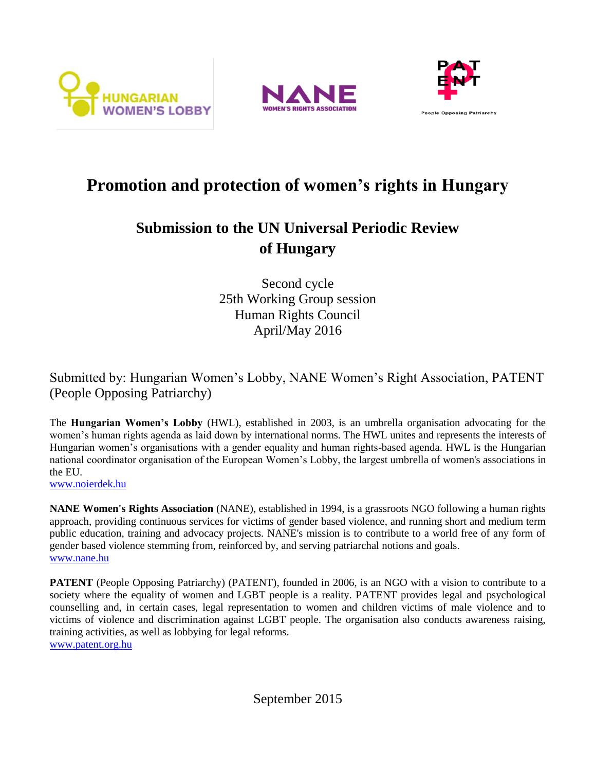HUNGARIAN WOMEN'S LOBBY

NANE WOMEN'S RIGHTS ASSOCIATION

PATENT People Opposing Patriarchy

# Promotion and protection of women's rights in Hungary

## Submission to the UN Universal Periodic Review of Hungary

Second cycle
25th Working Group session
Human Rights Council
April/May 2016

Submitted by: Hungarian Women's Lobby, NANE Women's Right Association, PATENT (People Opposing Patriarchy)

The **Hungarian Women's Lobby** (HWL), established in 2003, is an umbrella organisation advocating for the women's human rights agenda as laid down by international norms. The HWL unites and represents the interests of Hungarian women's organisations with a gender equality and human rights-based agenda. HWL is the Hungarian national coordinator organisation of the European Women's Lobby, the largest umbrella of women's associations in the EU.
www.noierdek.hu

**NANE Women's Rights Association** (NANE), established in 1994, is a grassroots NGO following a human rights approach, providing continuous services for victims of gender based violence, and running short and medium term public education, training and advocacy projects. NANE's mission is to contribute to a world free of any form of gender based violence stemming from, reinforced by, and serving patriarchal notions and goals.
www.nane.hu

**PATENT** (People Opposing Patriarchy) (PATENT), founded in 2006, is an NGO with a vision to contribute to a society where the equality of women and LGBT people is a reality. PATENT provides legal and psychological counselling and, in certain cases, legal representation to women and children victims of male violence and to victims of violence and discrimination against LGBT people. The organisation also conducts awareness raising, training activities, as well as lobbying for legal reforms.
www.patent.org.hu

September 2015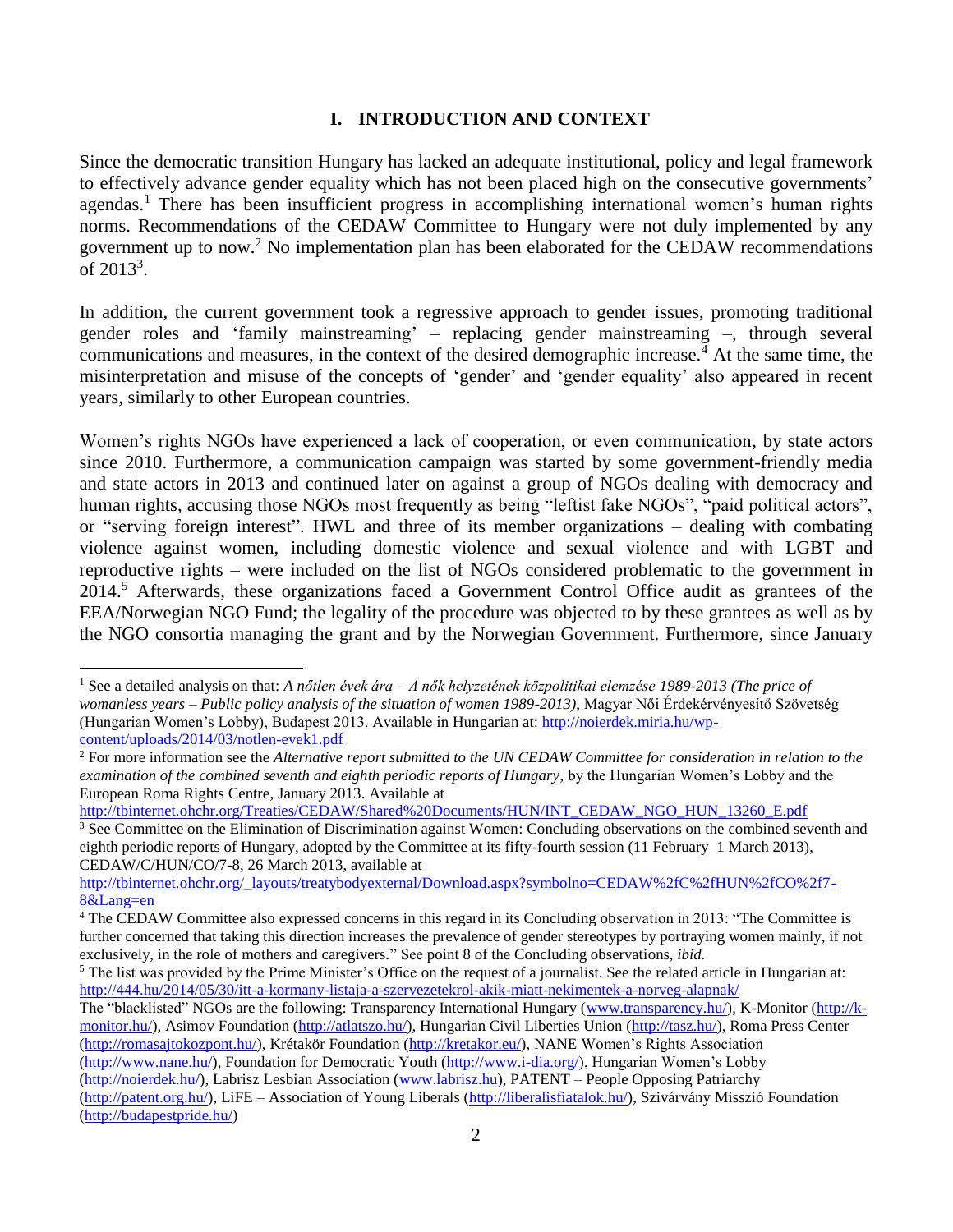## I. INTRODUCTION AND CONTEXT

Since the democratic transition Hungary has lacked an adequate institutional, policy and legal framework to effectively advance gender equality which has not been placed high on the consecutive governments' agendas.[1] There has been insufficient progress in accomplishing international women's human rights norms. Recommendations of the CEDAW Committee to Hungary were not duly implemented by any government up to now.[2] No implementation plan has been elaborated for the CEDAW recommendations of 2013[3].

In addition, the current government took a regressive approach to gender issues, promoting traditional gender roles and 'family mainstreaming' – replacing gender mainstreaming –, through several communications and measures, in the context of the desired demographic increase.[4] At the same time, the misinterpretation and misuse of the concepts of 'gender' and 'gender equality' also appeared in recent years, similarly to other European countries.

Women's rights NGOs have experienced a lack of cooperation, or even communication, by state actors since 2010. Furthermore, a communication campaign was started by some government-friendly media and state actors in 2013 and continued later on against a group of NGOs dealing with democracy and human rights, accusing those NGOs most frequently as being "leftist fake NGOs", "paid political actors", or "serving foreign interest". HWL and three of its member organizations – dealing with combating violence against women, including domestic violence and sexual violence and with LGBT and reproductive rights – were included on the list of NGOs considered problematic to the government in 2014.[5] Afterwards, these organizations faced a Government Control Office audit as grantees of the EEA/Norwegian NGO Fund; the legality of the procedure was objected to by these grantees as well as by the NGO consortia managing the grant and by the Norwegian Government. Furthermore, since January

---

[1] See a detailed analysis on that: *A nőtlen évek ára – A nők helyzetének közpolitikai elemzése 1989-2013 (The price of womanless years – Public policy analysis of the situation of women 1989-2013)*, Magyar Női Érdekérvényesítő Szövetség (Hungarian Women's Lobby), Budapest 2013. Available in Hungarian at: http://noierdek.miria.hu/wp-content/uploads/2014/03/notlen-evek1.pdf

[2] For more information see the *Alternative report submitted to the UN CEDAW Committee for consideration in relation to the examination of the combined seventh and eighth periodic reports of Hungary*, by the Hungarian Women's Lobby and the European Roma Rights Centre, January 2013. Available at http://tbinternet.ohchr.org/Treaties/CEDAW/Shared%20Documents/HUN/INT_CEDAW_NGO_HUN_13260_E.pdf

[3] See Committee on the Elimination of Discrimination against Women: Concluding observations on the combined seventh and eighth periodic reports of Hungary, adopted by the Committee at its fifty-fourth session (11 February–1 March 2013), CEDAW/C/HUN/CO/7-8, 26 March 2013, available at http://tbinternet.ohchr.org/_layouts/treatybodyexternal/Download.aspx?symbolno=CEDAW%2fC%2fHUN%2fCO%2f7-8&Lang=en

[4] The CEDAW Committee also expressed concerns in this regard in its Concluding observation in 2013: "The Committee is further concerned that taking this direction increases the prevalence of gender stereotypes by portraying women mainly, if not exclusively, in the role of mothers and caregivers." See point 8 of the Concluding observations, *ibid.*

[5] The list was provided by the Prime Minister's Office on the request of a journalist. See the related article in Hungarian at: http://444.hu/2014/05/30/itt-a-kormany-listaja-a-szervezetekrol-akik-miatt-nekimentek-a-norveg-alapnak/
The "blacklisted" NGOs are the following: Transparency International Hungary (www.transparency.hu/), K-Monitor (http://k-monitor.hu/), Asimov Foundation (http://atlatszo.hu/), Hungarian Civil Liberties Union (http://tasz.hu/), Roma Press Center (http://romasajtokozpont.hu/), Krétakör Foundation (http://kretakor.eu/), NANE Women's Rights Association (http://www.nane.hu/), Foundation for Democratic Youth (http://www.i-dia.org/), Hungarian Women's Lobby (http://noierdek.hu/), Labrisz Lesbian Association (www.labrisz.hu), PATENT – People Opposing Patriarchy (http://patent.org.hu/), LiFE – Association of Young Liberals (http://liberalisfiatalok.hu/), Szivárvány Misszió Foundation (http://budapestpride.hu/)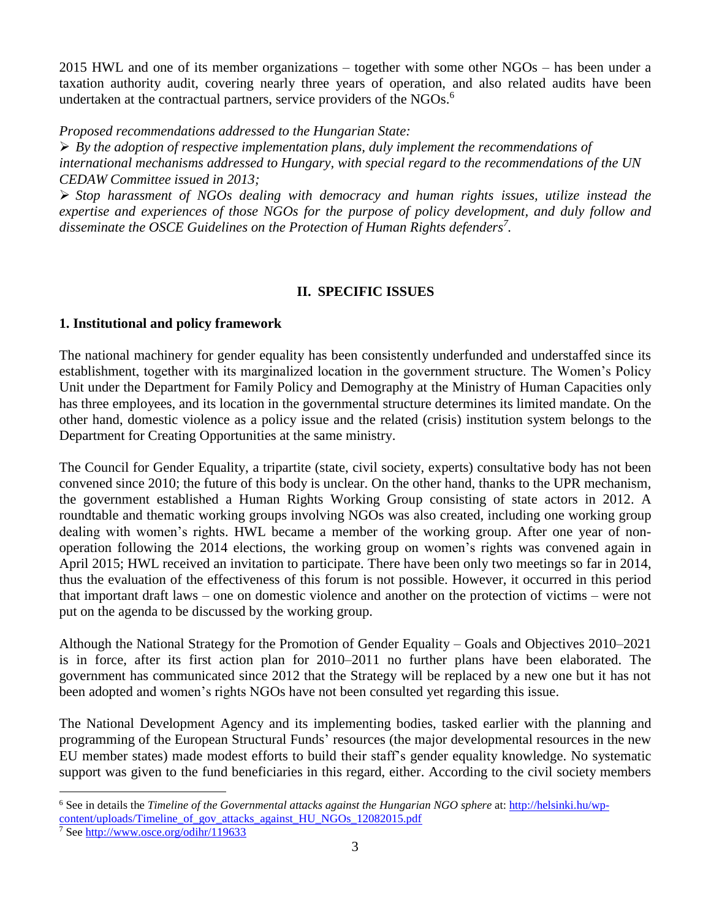2015 HWL and one of its member organizations – together with some other NGOs – has been under a taxation authority audit, covering nearly three years of operation, and also related audits have been undertaken at the contractual partners, service providers of the NGOs.[6]

*Proposed recommendations addressed to the Hungarian State:*

- *By the adoption of respective implementation plans, duly implement the recommendations of international mechanisms addressed to Hungary, with special regard to the recommendations of the UN CEDAW Committee issued in 2013;*
- *Stop harassment of NGOs dealing with democracy and human rights issues, utilize instead the expertise and experiences of those NGOs for the purpose of policy development, and duly follow and disseminate the OSCE Guidelines on the Protection of Human Rights defenders[7].*

## II. SPECIFIC ISSUES

### 1. Institutional and policy framework

The national machinery for gender equality has been consistently underfunded and understaffed since its establishment, together with its marginalized location in the government structure. The Women's Policy Unit under the Department for Family Policy and Demography at the Ministry of Human Capacities only has three employees, and its location in the governmental structure determines its limited mandate. On the other hand, domestic violence as a policy issue and the related (crisis) institution system belongs to the Department for Creating Opportunities at the same ministry.

The Council for Gender Equality, a tripartite (state, civil society, experts) consultative body has not been convened since 2010; the future of this body is unclear. On the other hand, thanks to the UPR mechanism, the government established a Human Rights Working Group consisting of state actors in 2012. A roundtable and thematic working groups involving NGOs was also created, including one working group dealing with women's rights. HWL became a member of the working group. After one year of non-operation following the 2014 elections, the working group on women's rights was convened again in April 2015; HWL received an invitation to participate. There have been only two meetings so far in 2014, thus the evaluation of the effectiveness of this forum is not possible. However, it occurred in this period that important draft laws – one on domestic violence and another on the protection of victims – were not put on the agenda to be discussed by the working group.

Although the National Strategy for the Promotion of Gender Equality – Goals and Objectives 2010–2021 is in force, after its first action plan for 2010–2011 no further plans have been elaborated. The government has communicated since 2012 that the Strategy will be replaced by a new one but it has not been adopted and women's rights NGOs have not been consulted yet regarding this issue.

The National Development Agency and its implementing bodies, tasked earlier with the planning and programming of the European Structural Funds' resources (the major developmental resources in the new EU member states) made modest efforts to build their staff's gender equality knowledge. No systematic support was given to the fund beneficiaries in this regard, either. According to the civil society members

---

[6] See in details the *Timeline of the Governmental attacks against the Hungarian NGO sphere* at: http://helsinki.hu/wp-content/uploads/Timeline_of_gov_attacks_against_HU_NGOs_12082015.pdf

[7] See http://www.osce.org/odihr/119633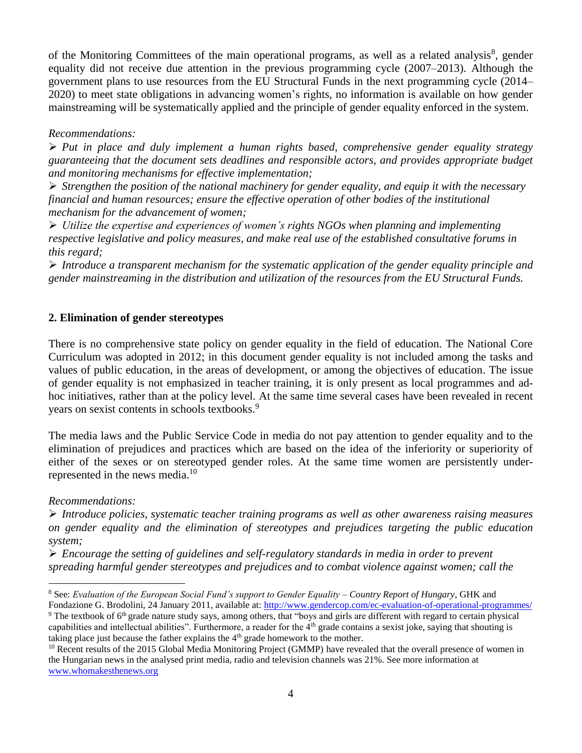of the Monitoring Committees of the main operational programs, as well as a related analysis[8], gender equality did not receive due attention in the previous programming cycle (2007–2013). Although the government plans to use resources from the EU Structural Funds in the next programming cycle (2014–2020) to meet state obligations in advancing women's rights, no information is available on how gender mainstreaming will be systematically applied and the principle of gender equality enforced in the system.

*Recommendations:*

- *Put in place and duly implement a human rights based, comprehensive gender equality strategy guaranteeing that the document sets deadlines and responsible actors, and provides appropriate budget and monitoring mechanisms for effective implementation;*
- *Strengthen the position of the national machinery for gender equality, and equip it with the necessary financial and human resources; ensure the effective operation of other bodies of the institutional mechanism for the advancement of women;*
- *Utilize the expertise and experiences of women's rights NGOs when planning and implementing respective legislative and policy measures, and make real use of the established consultative forums in this regard;*
- *Introduce a transparent mechanism for the systematic application of the gender equality principle and gender mainstreaming in the distribution and utilization of the resources from the EU Structural Funds.*

## 2. Elimination of gender stereotypes

There is no comprehensive state policy on gender equality in the field of education. The National Core Curriculum was adopted in 2012; in this document gender equality is not included among the tasks and values of public education, in the areas of development, or among the objectives of education. The issue of gender equality is not emphasized in teacher training, it is only present as local programmes and ad-hoc initiatives, rather than at the policy level. At the same time several cases have been revealed in recent years on sexist contents in schools textbooks.[9]

The media laws and the Public Service Code in media do not pay attention to gender equality and to the elimination of prejudices and practices which are based on the idea of the inferiority or superiority of either of the sexes or on stereotyped gender roles. At the same time women are persistently under-represented in the news media.[10]

*Recommendations:*

- *Introduce policies, systematic teacher training programs as well as other awareness raising measures on gender equality and the elimination of stereotypes and prejudices targeting the public education system;*
- *Encourage the setting of guidelines and self-regulatory standards in media in order to prevent spreading harmful gender stereotypes and prejudices and to combat violence against women; call the*

---

[8] See: *Evaluation of the European Social Fund's support to Gender Equality – Country Report of Hungary*, GHK and Fondazione G. Brodolini, 24 January 2011, available at: http://www.gendercop.com/ec-evaluation-of-operational-programmes/

[9] The textbook of 6th grade nature study says, among others, that "boys and girls are different with regard to certain physical capabilities and intellectual abilities". Furthermore, a reader for the 4th grade contains a sexist joke, saying that shouting is taking place just because the father explains the 4th grade homework to the mother.

[10] Recent results of the 2015 Global Media Monitoring Project (GMMP) have revealed that the overall presence of women in the Hungarian news in the analysed print media, radio and television channels was 21%. See more information at www.whomakesthenews.org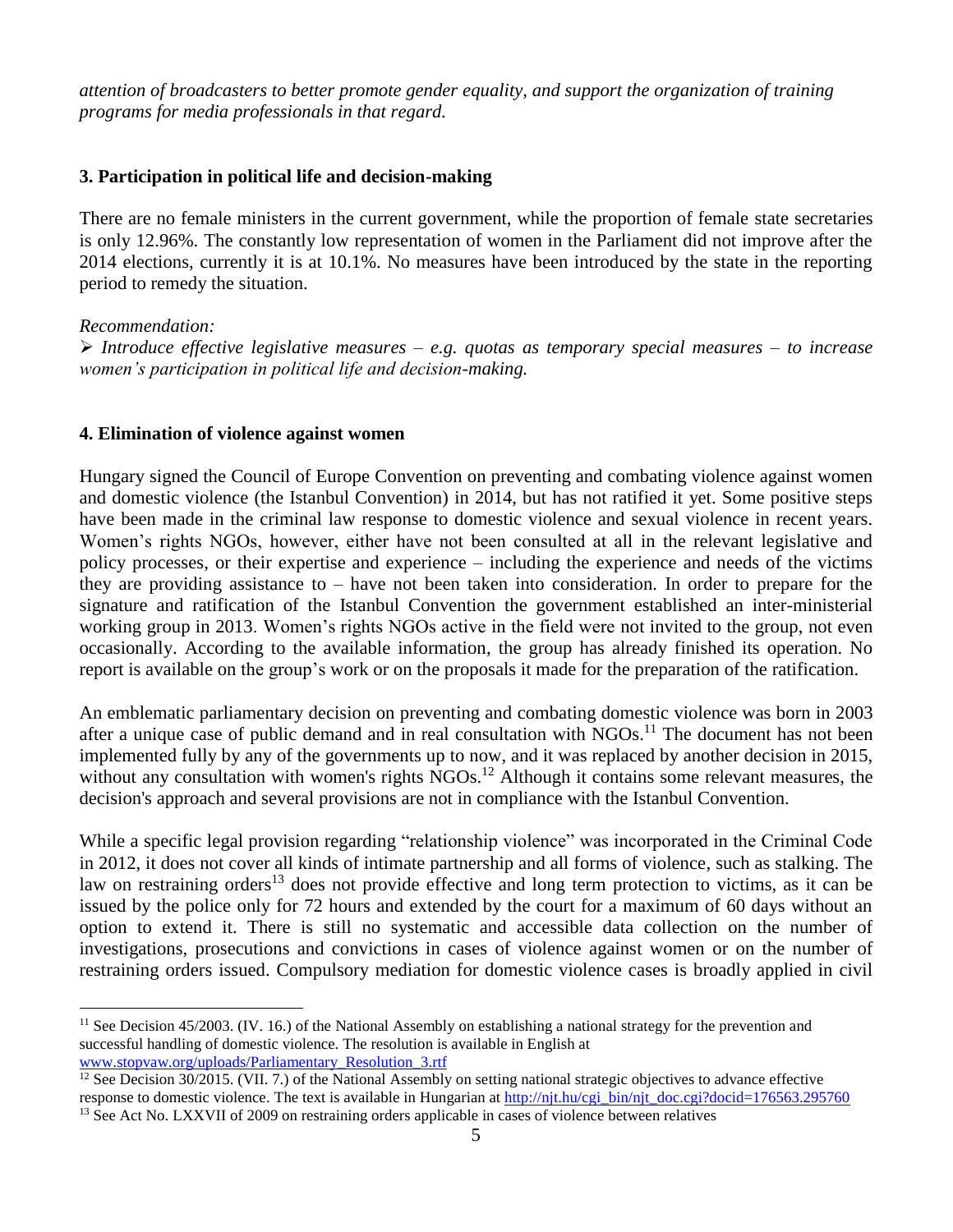*attention of broadcasters to better promote gender equality, and support the organization of training programs for media professionals in that regard.*

### 3. Participation in political life and decision-making

There are no female ministers in the current government, while the proportion of female state secretaries is only 12.96%. The constantly low representation of women in the Parliament did not improve after the 2014 elections, currently it is at 10.1%. No measures have been introduced by the state in the reporting period to remedy the situation.

*Recommendation:*

- *Introduce effective legislative measures – e.g. quotas as temporary special measures – to increase women's participation in political life and decision-making.*

### 4. Elimination of violence against women

Hungary signed the Council of Europe Convention on preventing and combating violence against women and domestic violence (the Istanbul Convention) in 2014, but has not ratified it yet. Some positive steps have been made in the criminal law response to domestic violence and sexual violence in recent years. Women's rights NGOs, however, either have not been consulted at all in the relevant legislative and policy processes, or their expertise and experience – including the experience and needs of the victims they are providing assistance to – have not been taken into consideration. In order to prepare for the signature and ratification of the Istanbul Convention the government established an inter-ministerial working group in 2013. Women's rights NGOs active in the field were not invited to the group, not even occasionally. According to the available information, the group has already finished its operation. No report is available on the group's work or on the proposals it made for the preparation of the ratification.

An emblematic parliamentary decision on preventing and combating domestic violence was born in 2003 after a unique case of public demand and in real consultation with NGOs.[11] The document has not been implemented fully by any of the governments up to now, and it was replaced by another decision in 2015, without any consultation with women's rights NGOs.[12] Although it contains some relevant measures, the decision's approach and several provisions are not in compliance with the Istanbul Convention.

While a specific legal provision regarding "relationship violence" was incorporated in the Criminal Code in 2012, it does not cover all kinds of intimate partnership and all forms of violence, such as stalking. The law on restraining orders[13] does not provide effective and long term protection to victims, as it can be issued by the police only for 72 hours and extended by the court for a maximum of 60 days without an option to extend it. There is still no systematic and accessible data collection on the number of investigations, prosecutions and convictions in cases of violence against women or on the number of restraining orders issued. Compulsory mediation for domestic violence cases is broadly applied in civil

---

[11] See Decision 45/2003. (IV. 16.) of the National Assembly on establishing a national strategy for the prevention and successful handling of domestic violence. The resolution is available in English at www.stopvaw.org/uploads/Parliamentary_Resolution_3.rtf

[12] See Decision 30/2015. (VII. 7.) of the National Assembly on setting national strategic objectives to advance effective response to domestic violence. The text is available in Hungarian at http://njt.hu/cgi_bin/njt_doc.cgi?docid=176563.295760

[13] See Act No. LXXVII of 2009 on restraining orders applicable in cases of violence between relatives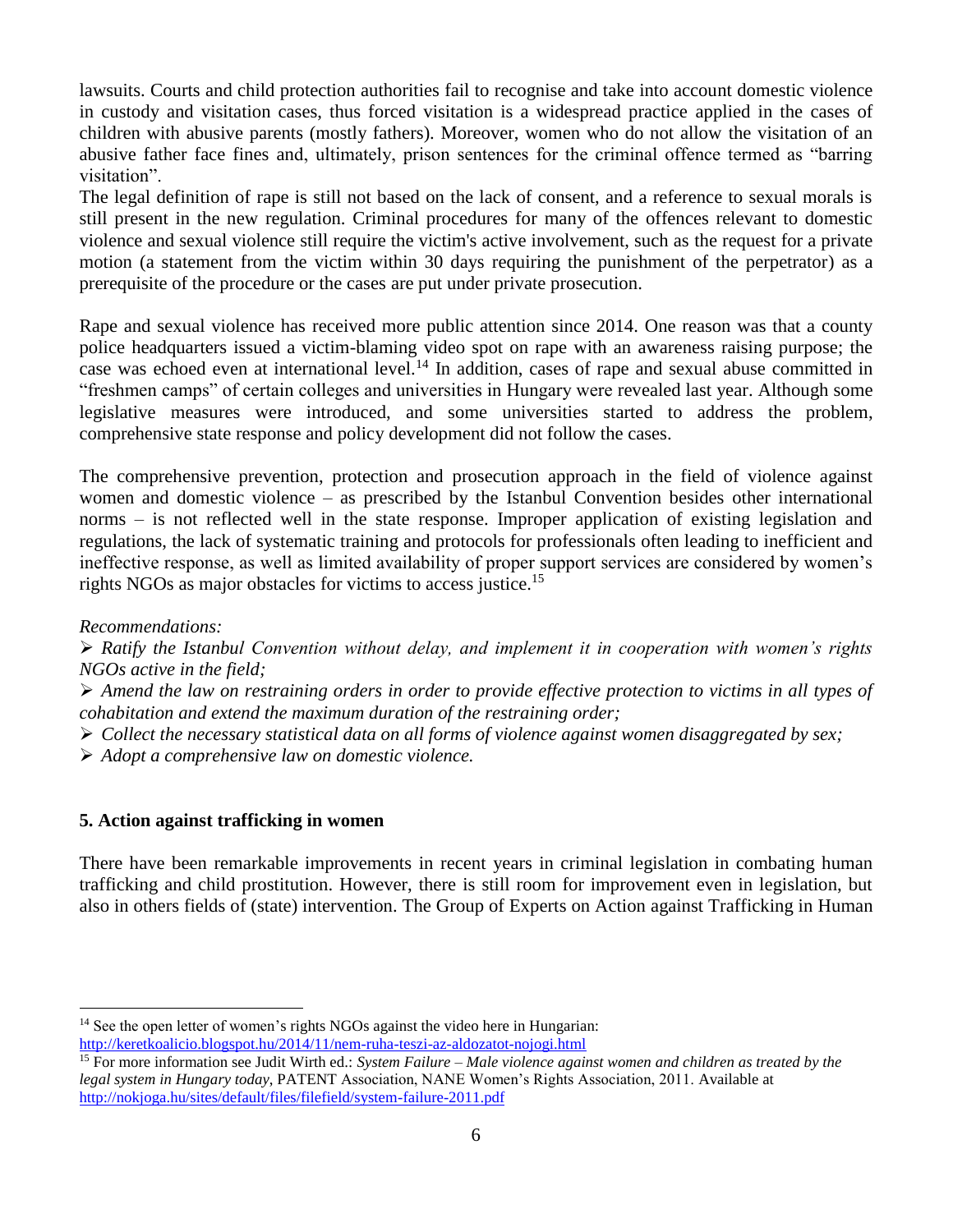lawsuits. Courts and child protection authorities fail to recognise and take into account domestic violence in custody and visitation cases, thus forced visitation is a widespread practice applied in the cases of children with abusive parents (mostly fathers). Moreover, women who do not allow the visitation of an abusive father face fines and, ultimately, prison sentences for the criminal offence termed as "barring visitation".
The legal definition of rape is still not based on the lack of consent, and a reference to sexual morals is still present in the new regulation. Criminal procedures for many of the offences relevant to domestic violence and sexual violence still require the victim's active involvement, such as the request for a private motion (a statement from the victim within 30 days requiring the punishment of the perpetrator) as a prerequisite of the procedure or the cases are put under private prosecution.

Rape and sexual violence has received more public attention since 2014. One reason was that a county police headquarters issued a victim-blaming video spot on rape with an awareness raising purpose; the case was echoed even at international level.[14] In addition, cases of rape and sexual abuse committed in "freshmen camps" of certain colleges and universities in Hungary were revealed last year. Although some legislative measures were introduced, and some universities started to address the problem, comprehensive state response and policy development did not follow the cases.

The comprehensive prevention, protection and prosecution approach in the field of violence against women and domestic violence – as prescribed by the Istanbul Convention besides other international norms – is not reflected well in the state response. Improper application of existing legislation and regulations, the lack of systematic training and protocols for professionals often leading to inefficient and ineffective response, as well as limited availability of proper support services are considered by women's rights NGOs as major obstacles for victims to access justice.[15]

*Recommendations:*

- *Ratify the Istanbul Convention without delay, and implement it in cooperation with women's rights NGOs active in the field;*
- *Amend the law on restraining orders in order to provide effective protection to victims in all types of cohabitation and extend the maximum duration of the restraining order;*
- *Collect the necessary statistical data on all forms of violence against women disaggregated by sex;*
- *Adopt a comprehensive law on domestic violence.*

## 5. Action against trafficking in women

There have been remarkable improvements in recent years in criminal legislation in combating human trafficking and child prostitution. However, there is still room for improvement even in legislation, but also in others fields of (state) intervention. The Group of Experts on Action against Trafficking in Human

---

[14] See the open letter of women's rights NGOs against the video here in Hungarian: http://keretkoalicio.blogspot.hu/2014/11/nem-ruha-teszi-az-aldozatot-nojogi.html

[15] For more information see Judit Wirth ed.: *System Failure – Male violence against women and children as treated by the legal system in Hungary today*, PATENT Association, NANE Women's Rights Association, 2011. Available at http://nokjoga.hu/sites/default/files/filefield/system-failure-2011.pdf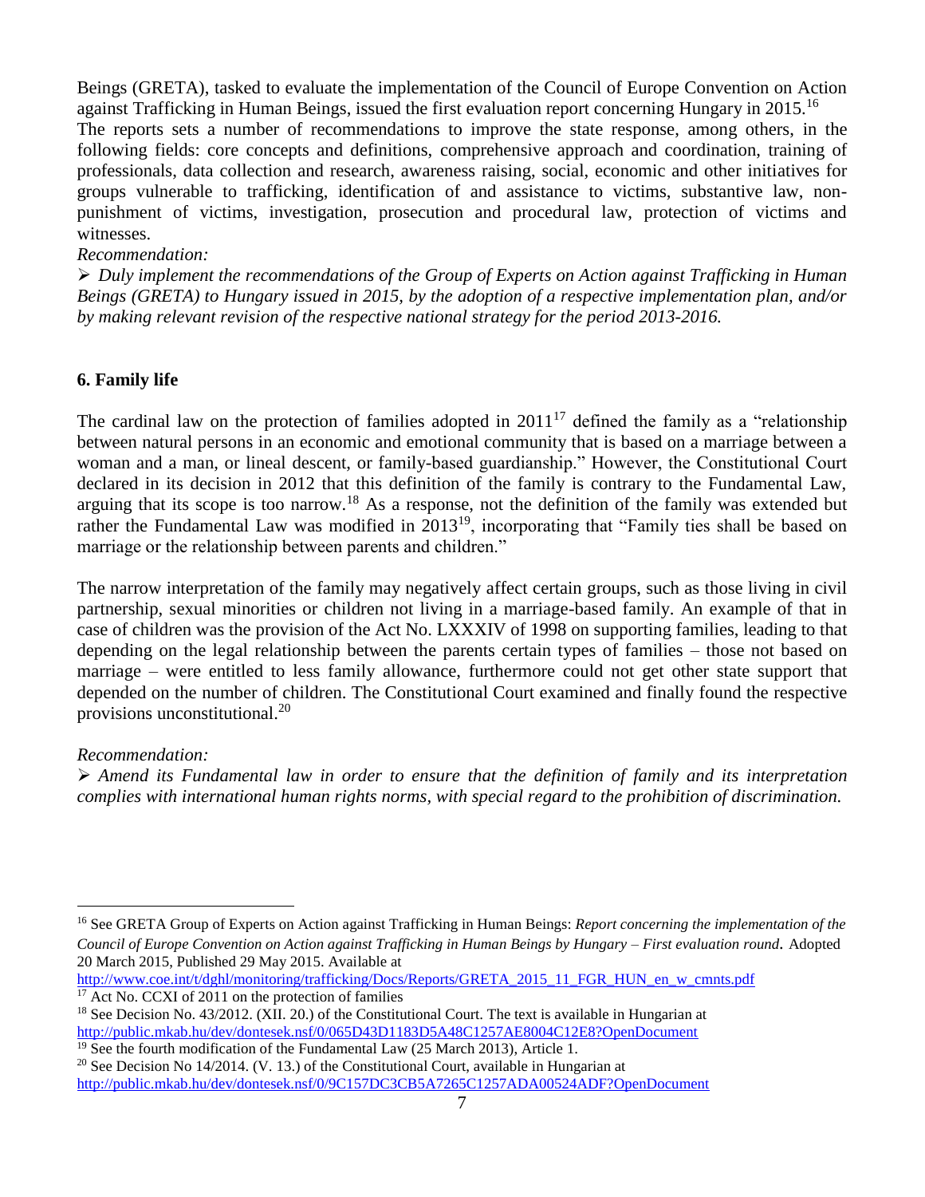Beings (GRETA), tasked to evaluate the implementation of the Council of Europe Convention on Action against Trafficking in Human Beings, issued the first evaluation report concerning Hungary in 2015.[16]

The reports sets a number of recommendations to improve the state response, among others, in the following fields: core concepts and definitions, comprehensive approach and coordination, training of professionals, data collection and research, awareness raising, social, economic and other initiatives for groups vulnerable to trafficking, identification of and assistance to victims, substantive law, non-punishment of victims, investigation, prosecution and procedural law, protection of victims and witnesses.

*Recommendation:*

➢ *Duly implement the recommendations of the Group of Experts on Action against Trafficking in Human Beings (GRETA) to Hungary issued in 2015, by the adoption of a respective implementation plan, and/or by making relevant revision of the respective national strategy for the period 2013-2016.*

**6. Family life**

The cardinal law on the protection of families adopted in 2011[17] defined the family as a "relationship between natural persons in an economic and emotional community that is based on a marriage between a woman and a man, or lineal descent, or family-based guardianship." However, the Constitutional Court declared in its decision in 2012 that this definition of the family is contrary to the Fundamental Law, arguing that its scope is too narrow.[18] As a response, not the definition of the family was extended but rather the Fundamental Law was modified in 2013[19], incorporating that "Family ties shall be based on marriage or the relationship between parents and children."

The narrow interpretation of the family may negatively affect certain groups, such as those living in civil partnership, sexual minorities or children not living in a marriage-based family. An example of that in case of children was the provision of the Act No. LXXXIV of 1998 on supporting families, leading to that depending on the legal relationship between the parents certain types of families – those not based on marriage – were entitled to less family allowance, furthermore could not get other state support that depended on the number of children. The Constitutional Court examined and finally found the respective provisions unconstitutional.[20]

*Recommendation:*

➢ *Amend its Fundamental law in order to ensure that the definition of family and its interpretation complies with international human rights norms, with special regard to the prohibition of discrimination.*

---

[16] See GRETA Group of Experts on Action against Trafficking in Human Beings: *Report concerning the implementation of the Council of Europe Convention on Action against Trafficking in Human Beings by Hungary – First evaluation round*. Adopted 20 March 2015, Published 29 May 2015. Available at http://www.coe.int/t/dghl/monitoring/trafficking/Docs/Reports/GRETA_2015_11_FGR_HUN_en_w_cmnts.pdf

[17] Act No. CCXI of 2011 on the protection of families

[18] See Decision No. 43/2012. (XII. 20.) of the Constitutional Court. The text is available in Hungarian at http://public.mkab.hu/dev/dontesek.nsf/0/065D43D1183D5A48C1257AE8004C12E8?OpenDocument

[19] See the fourth modification of the Fundamental Law (25 March 2013), Article 1.

[20] See Decision No 14/2014. (V. 13.) of the Constitutional Court, available in Hungarian at http://public.mkab.hu/dev/dontesek.nsf/0/9C157DC3CB5A7265C1257ADA00524ADF?OpenDocument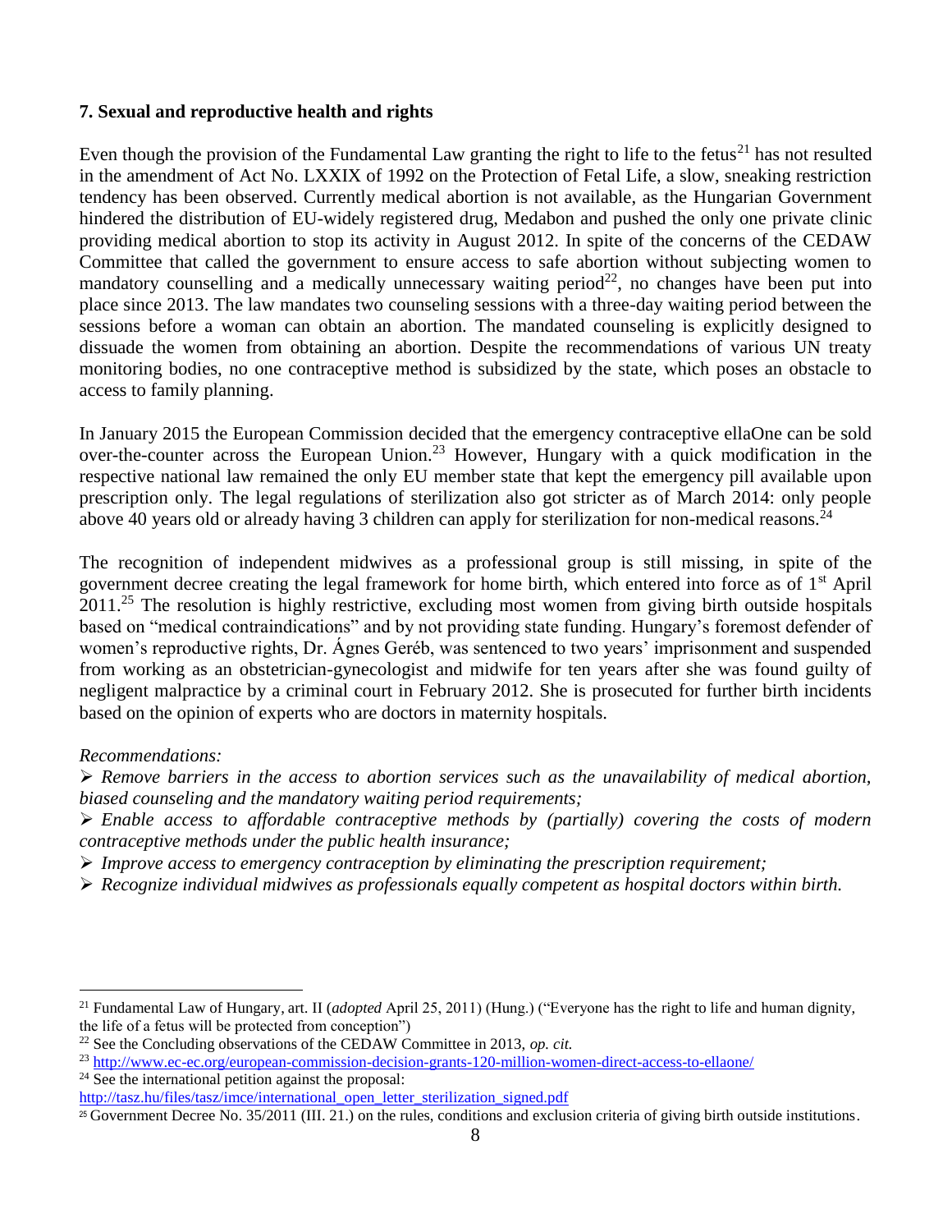**7. Sexual and reproductive health and rights**

Even though the provision of the Fundamental Law granting the right to life to the fetus[21] has not resulted in the amendment of Act No. LXXIX of 1992 on the Protection of Fetal Life, a slow, sneaking restriction tendency has been observed. Currently medical abortion is not available, as the Hungarian Government hindered the distribution of EU-widely registered drug, Medabon and pushed the only one private clinic providing medical abortion to stop its activity in August 2012. In spite of the concerns of the CEDAW Committee that called the government to ensure access to safe abortion without subjecting women to mandatory counselling and a medically unnecessary waiting period[22], no changes have been put into place since 2013. The law mandates two counseling sessions with a three-day waiting period between the sessions before a woman can obtain an abortion. The mandated counseling is explicitly designed to dissuade the women from obtaining an abortion. Despite the recommendations of various UN treaty monitoring bodies, no one contraceptive method is subsidized by the state, which poses an obstacle to access to family planning.

In January 2015 the European Commission decided that the emergency contraceptive ellaOne can be sold over-the-counter across the European Union.[23] However, Hungary with a quick modification in the respective national law remained the only EU member state that kept the emergency pill available upon prescription only. The legal regulations of sterilization also got stricter as of March 2014: only people above 40 years old or already having 3 children can apply for sterilization for non-medical reasons.[24]

The recognition of independent midwives as a professional group is still missing, in spite of the government decree creating the legal framework for home birth, which entered into force as of 1st April 2011.[25] The resolution is highly restrictive, excluding most women from giving birth outside hospitals based on "medical contraindications" and by not providing state funding. Hungary's foremost defender of women's reproductive rights, Dr. Ágnes Geréb, was sentenced to two years' imprisonment and suspended from working as an obstetrician-gynecologist and midwife for ten years after she was found guilty of negligent malpractice by a criminal court in February 2012. She is prosecuted for further birth incidents based on the opinion of experts who are doctors in maternity hospitals.

*Recommendations:*

- *Remove barriers in the access to abortion services such as the unavailability of medical abortion, biased counseling and the mandatory waiting period requirements;*
- *Enable access to affordable contraceptive methods by (partially) covering the costs of modern contraceptive methods under the public health insurance;*
- *Improve access to emergency contraception by eliminating the prescription requirement;*
- *Recognize individual midwives as professionals equally competent as hospital doctors within birth.*

---

[21] Fundamental Law of Hungary, art. II (*adopted* April 25, 2011) (Hung.) ("Everyone has the right to life and human dignity, the life of a fetus will be protected from conception")

[22] See the Concluding observations of the CEDAW Committee in 2013, *op. cit.*

[23] http://www.ec-ec.org/european-commission-decision-grants-120-million-women-direct-access-to-ellaone/

[24] See the international petition against the proposal: http://tasz.hu/files/tasz/imce/international_open_letter_sterilization_signed.pdf

[25] Government Decree No. 35/2011 (III. 21.) on the rules, conditions and exclusion criteria of giving birth outside institutions.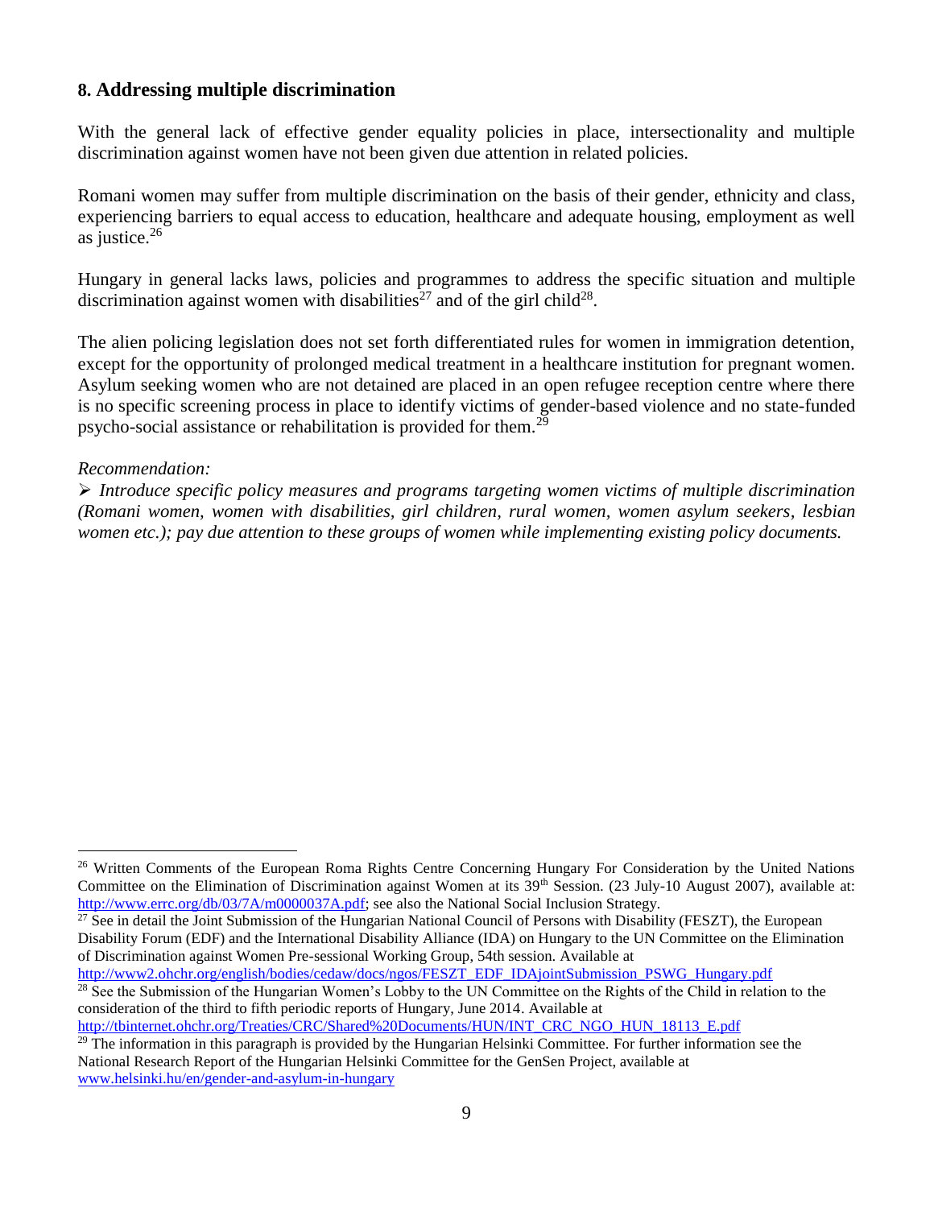## 8. Addressing multiple discrimination

With the general lack of effective gender equality policies in place, intersectionality and multiple discrimination against women have not been given due attention in related policies.

Romani women may suffer from multiple discrimination on the basis of their gender, ethnicity and class, experiencing barriers to equal access to education, healthcare and adequate housing, employment as well as justice.[26]

Hungary in general lacks laws, policies and programmes to address the specific situation and multiple discrimination against women with disabilities[27] and of the girl child[28].

The alien policing legislation does not set forth differentiated rules for women in immigration detention, except for the opportunity of prolonged medical treatment in a healthcare institution for pregnant women. Asylum seeking women who are not detained are placed in an open refugee reception centre where there is no specific screening process in place to identify victims of gender-based violence and no state-funded psycho-social assistance or rehabilitation is provided for them.[29]

*Recommendation:*

- *Introduce specific policy measures and programs targeting women victims of multiple discrimination (Romani women, women with disabilities, girl children, rural women, women asylum seekers, lesbian women etc.); pay due attention to these groups of women while implementing existing policy documents.*

---

[26] Written Comments of the European Roma Rights Centre Concerning Hungary For Consideration by the United Nations Committee on the Elimination of Discrimination against Women at its 39th Session. (23 July-10 August 2007), available at: http://www.errc.org/db/03/7A/m0000037A.pdf; see also the National Social Inclusion Strategy.

[27] See in detail the Joint Submission of the Hungarian National Council of Persons with Disability (FESZT), the European Disability Forum (EDF) and the International Disability Alliance (IDA) on Hungary to the UN Committee on the Elimination of Discrimination against Women Pre-sessional Working Group, 54th session. Available at http://www2.ohchr.org/english/bodies/cedaw/docs/ngos/FESZT_EDF_IDAjointSubmission_PSWG_Hungary.pdf

[28] See the Submission of the Hungarian Women's Lobby to the UN Committee on the Rights of the Child in relation to the consideration of the third to fifth periodic reports of Hungary, June 2014. Available at http://tbinternet.ohchr.org/Treaties/CRC/Shared%20Documents/HUN/INT_CRC_NGO_HUN_18113_E.pdf

[29] The information in this paragraph is provided by the Hungarian Helsinki Committee. For further information see the National Research Report of the Hungarian Helsinki Committee for the GenSen Project, available at www.helsinki.hu/en/gender-and-asylum-in-hungary